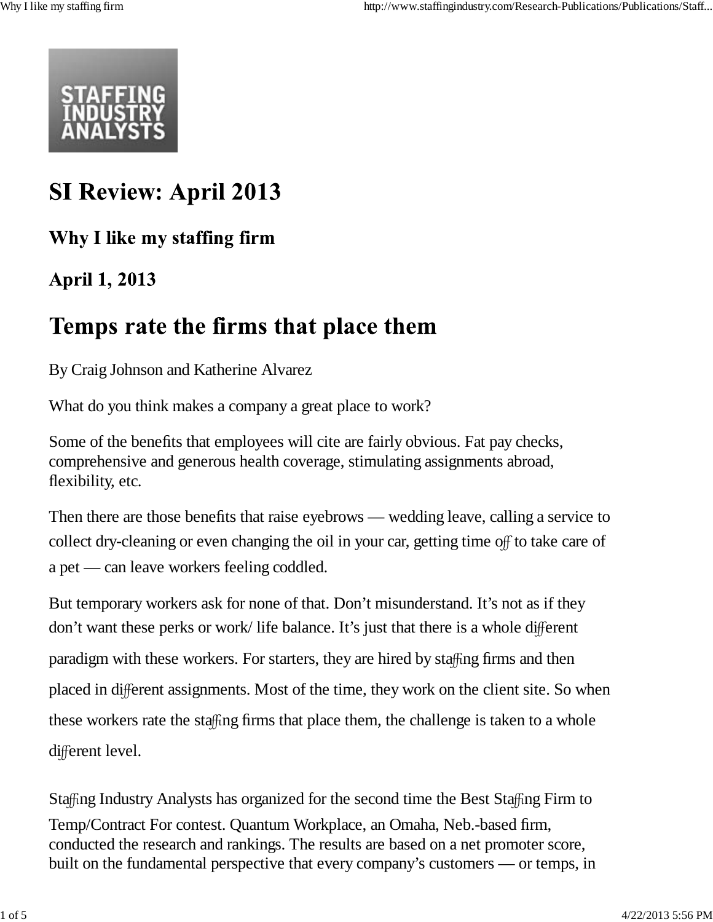STAFFING INDUSTRY ANALYSTS

# SI Review: April 2013

## Why I like my staffing firm

## April 1, 2013

# Temps rate the firms that place them

By Craig Johnson and Katherine Alvarez

What do you think makes a company a great place to work?

Some of the benefits that employees will cite are fairly obvious. Fat pay checks, comprehensive and generous health coverage, stimulating assignments abroad, flexibility, etc.

Then there are those benefits that raise eyebrows — wedding leave, calling a service to collect dry-cleaning or even changing the oil in your car, getting time off to take care of a pet — can leave workers feeling coddled.

But temporary workers ask for none of that. Don't misunderstand. It's not as if they don't want these perks or work/ life balance. It's just that there is a whole different paradigm with these workers. For starters, they are hired by staffing firms and then placed in different assignments. Most of the time, they work on the client site. So when these workers rate the staffing firms that place them, the challenge is taken to a whole different level.

Staffing Industry Analysts has organized for the second time the Best Staffing Firm to Temp/Contract For contest. Quantum Workplace, an Omaha, Neb.-based firm, conducted the research and rankings. The results are based on a net promoter score, built on the fundamental perspective that every company's customers — or temps, in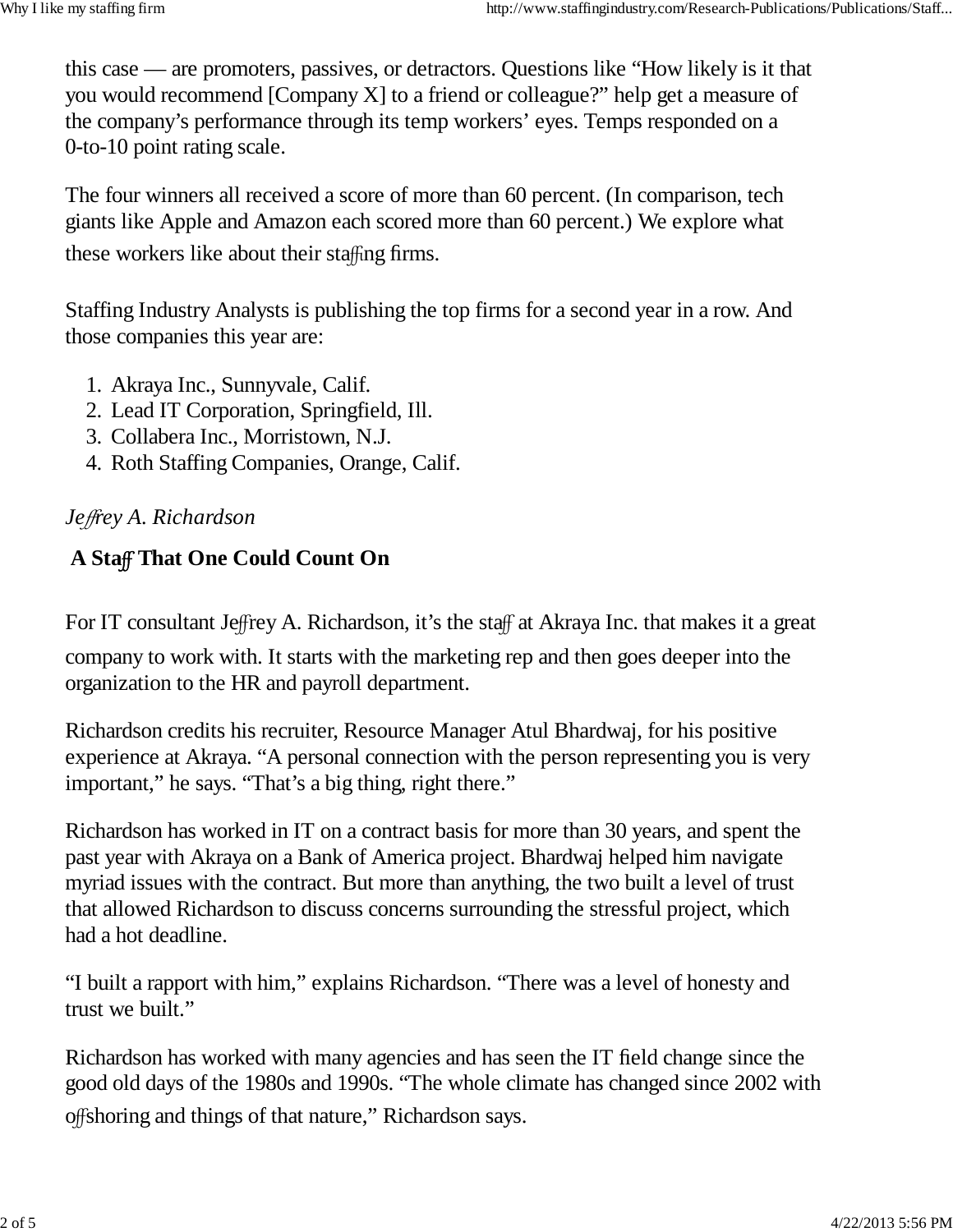this case — are promoters, passives, or detractors. Questions like “How likely is it that you would recommend [Company X] to a friend or colleague?” help get a measure of the company’s performance through its temp workers’ eyes. Temps responded on a 0-to-10 point rating scale.

The four winners all received a score of more than 60 percent. (In comparison, tech giants like Apple and Amazon each scored more than 60 percent.) We explore what these workers like about their staffing firms.

Staffing Industry Analysts is publishing the top firms for a second year in a row. And those companies this year are:

1. Akraya Inc., Sunnyvale, Calif.
2. Lead IT Corporation, Springfield, Ill.
3. Collabera Inc., Morristown, N.J.
4. Roth Staffing Companies, Orange, Calif.

*Jeffrey A. Richardson*

**A Staff That One Could Count On**

For IT consultant Jeffrey A. Richardson, it’s the staff at Akraya Inc. that makes it a great company to work with. It starts with the marketing rep and then goes deeper into the organization to the HR and payroll department.

Richardson credits his recruiter, Resource Manager Atul Bhardwaj, for his positive experience at Akraya. “A personal connection with the person representing you is very important,” he says. “That’s a big thing, right there.”

Richardson has worked in IT on a contract basis for more than 30 years, and spent the past year with Akraya on a Bank of America project. Bhardwaj helped him navigate myriad issues with the contract. But more than anything, the two built a level of trust that allowed Richardson to discuss concerns surrounding the stressful project, which had a hot deadline.

“I built a rapport with him,” explains Richardson. “There was a level of honesty and trust we built.”

Richardson has worked with many agencies and has seen the IT field change since the good old days of the 1980s and 1990s. “The whole climate has changed since 2002 with offshoring and things of that nature,” Richardson says.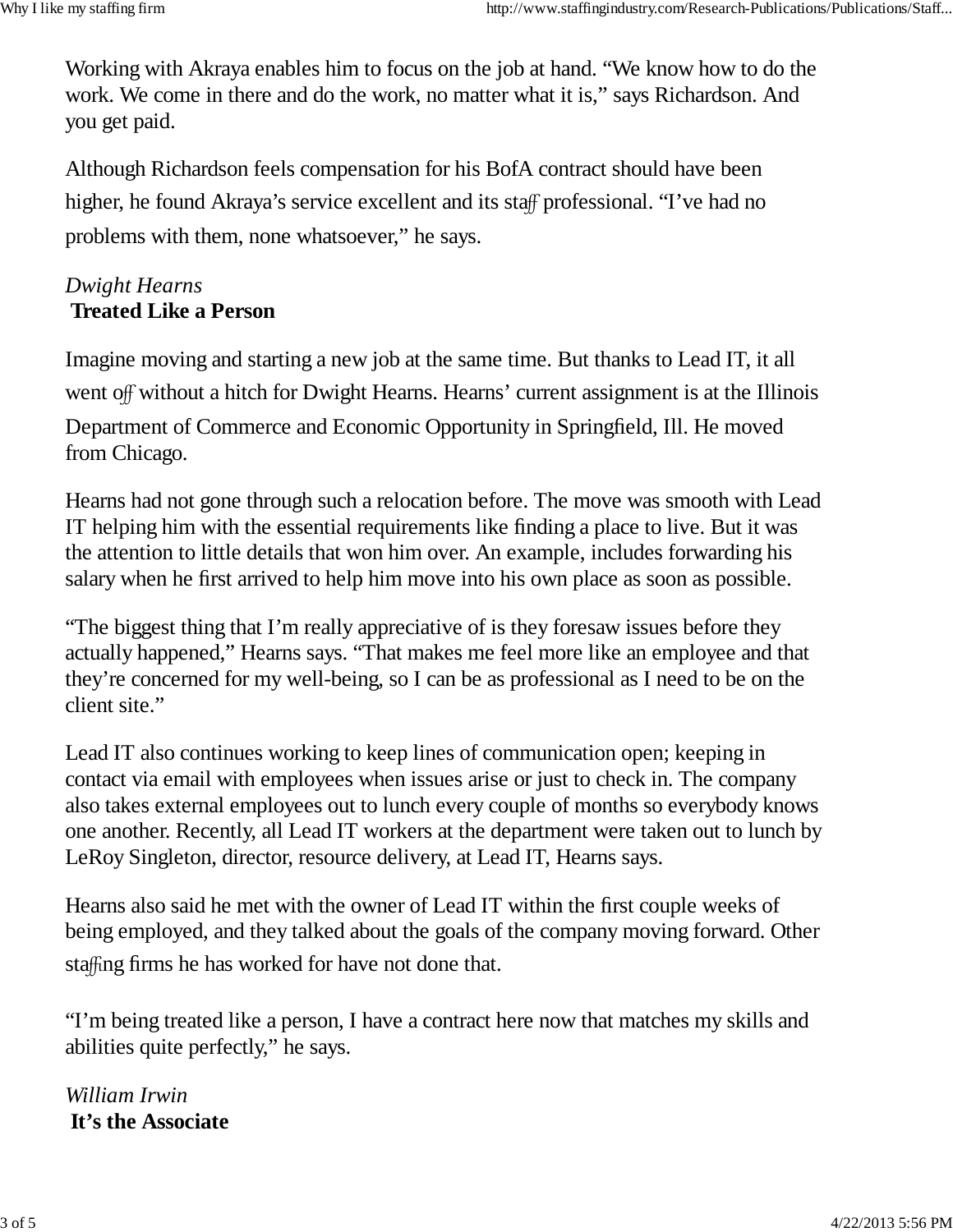Working with Akraya enables him to focus on the job at hand. “We know how to do the work. We come in there and do the work, no matter what it is,” says Richardson. And you get paid.

Although Richardson feels compensation for his BofA contract should have been higher, he found Akraya’s service excellent and its staff professional. “I’ve had no problems with them, none whatsoever,” he says.

*Dwight Hearns*

**Treated Like a Person**

Imagine moving and starting a new job at the same time. But thanks to Lead IT, it all went off without a hitch for Dwight Hearns. Hearns’ current assignment is at the Illinois Department of Commerce and Economic Opportunity in Springfield, Ill. He moved from Chicago.

Hearns had not gone through such a relocation before. The move was smooth with Lead IT helping him with the essential requirements like finding a place to live. But it was the attention to little details that won him over. An example, includes forwarding his salary when he first arrived to help him move into his own place as soon as possible.

“The biggest thing that I’m really appreciative of is they foresaw issues before they actually happened,” Hearns says. “That makes me feel more like an employee and that they’re concerned for my well-being, so I can be as professional as I need to be on the client site.”

Lead IT also continues working to keep lines of communication open; keeping in contact via email with employees when issues arise or just to check in. The company also takes external employees out to lunch every couple of months so everybody knows one another. Recently, all Lead IT workers at the department were taken out to lunch by LeRoy Singleton, director, resource delivery, at Lead IT, Hearns says.

Hearns also said he met with the owner of Lead IT within the first couple weeks of being employed, and they talked about the goals of the company moving forward. Other staffing firms he has worked for have not done that.

“I’m being treated like a person, I have a contract here now that matches my skills and abilities quite perfectly,” he says.

*William Irwin*

**It’s the Associate**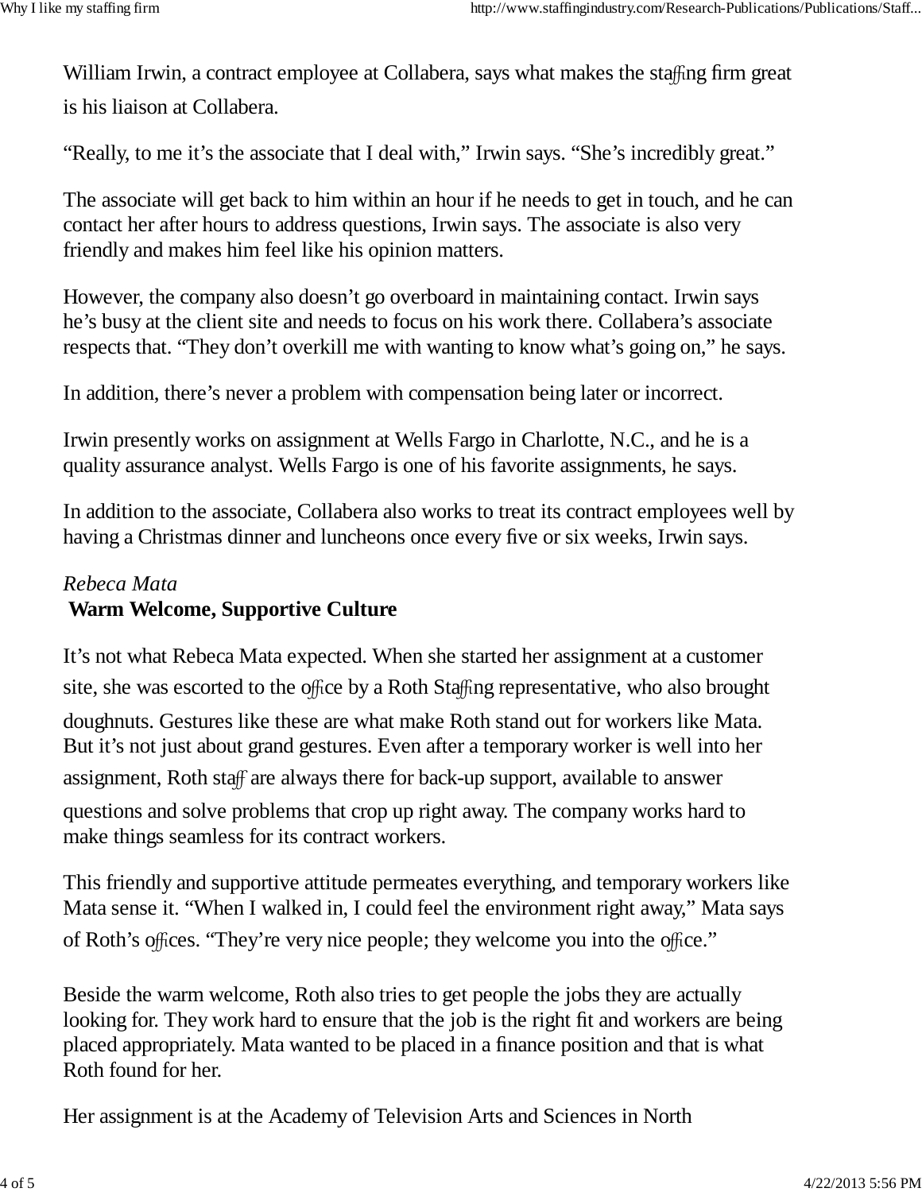William Irwin, a contract employee at Collabera, says what makes the staffing firm great is his liaison at Collabera.

"Really, to me it's the associate that I deal with," Irwin says. "She's incredibly great."

The associate will get back to him within an hour if he needs to get in touch, and he can contact her after hours to address questions, Irwin says. The associate is also very friendly and makes him feel like his opinion matters.

However, the company also doesn't go overboard in maintaining contact. Irwin says he's busy at the client site and needs to focus on his work there. Collabera's associate respects that. "They don't overkill me with wanting to know what's going on," he says.

In addition, there's never a problem with compensation being later or incorrect.

Irwin presently works on assignment at Wells Fargo in Charlotte, N.C., and he is a quality assurance analyst. Wells Fargo is one of his favorite assignments, he says.

In addition to the associate, Collabera also works to treat its contract employees well by having a Christmas dinner and luncheons once every five or six weeks, Irwin says.

*Rebeca Mata*
**Warm Welcome, Supportive Culture**

It's not what Rebeca Mata expected. When she started her assignment at a customer site, she was escorted to the office by a Roth Staffing representative, who also brought doughnuts. Gestures like these are what make Roth stand out for workers like Mata. But it's not just about grand gestures. Even after a temporary worker is well into her assignment, Roth staff are always there for back-up support, available to answer questions and solve problems that crop up right away. The company works hard to make things seamless for its contract workers.

This friendly and supportive attitude permeates everything, and temporary workers like Mata sense it. "When I walked in, I could feel the environment right away," Mata says of Roth's offices. "They're very nice people; they welcome you into the office."

Beside the warm welcome, Roth also tries to get people the jobs they are actually looking for. They work hard to ensure that the job is the right fit and workers are being placed appropriately. Mata wanted to be placed in a finance position and that is what Roth found for her.

Her assignment is at the Academy of Television Arts and Sciences in North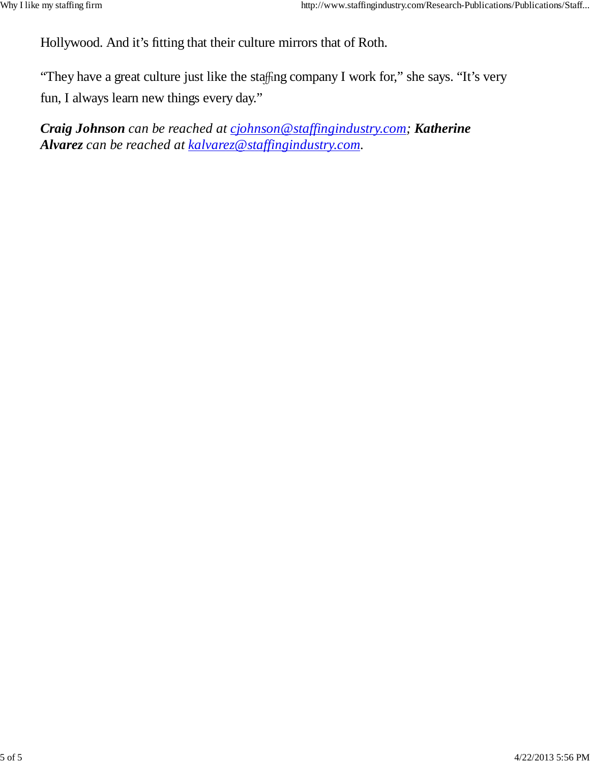Hollywood. And it's fitting that their culture mirrors that of Roth.

"They have a great culture just like the staffing company I work for," she says. "It's very fun, I always learn new things every day."

***Craig Johnson*** *can be reached at cjohnson@staffingindustry.com;* ***Katherine Alvarez*** *can be reached at kalvarez@staffingindustry.com.*